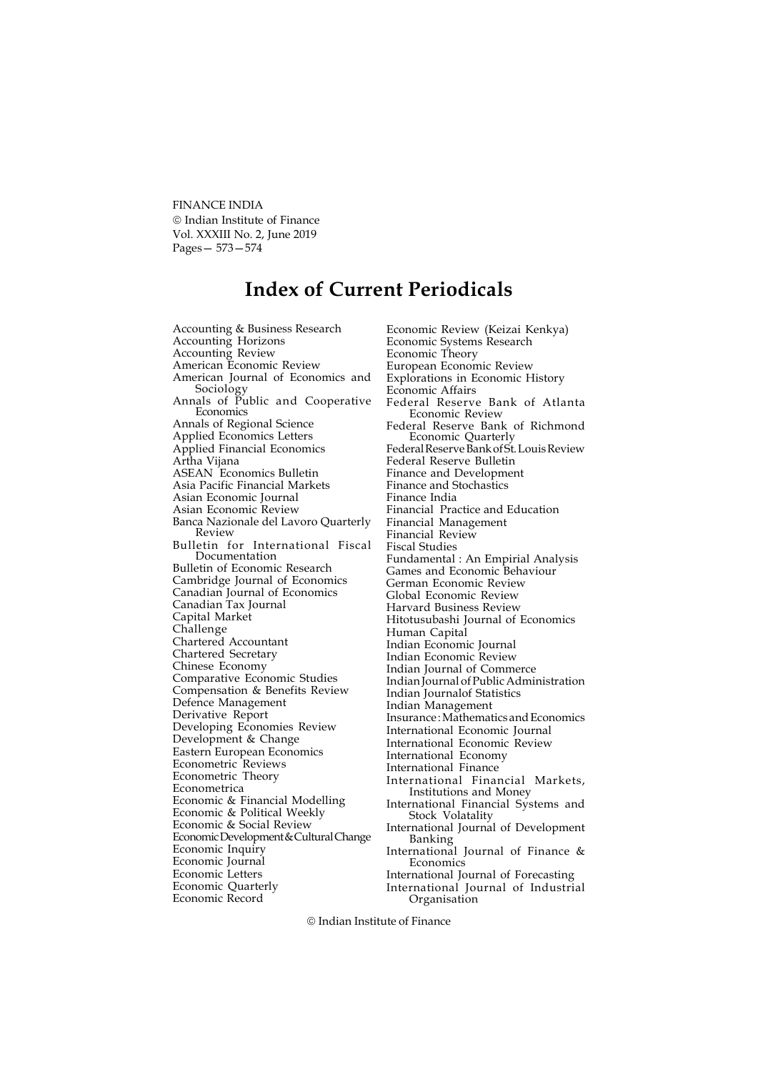FINANCE INDIA
© Indian Institute of Finance
Vol. XXXIII No. 2, June 2019
Pages— 573—574

# Index of Current Periodicals

Accounting & Business Research
Accounting Horizons
Accounting Review
American Economic Review
American Journal of Economics and Sociology
Annals of Public and Cooperative Economics
Annals of Regional Science
Applied Economics Letters
Applied Financial Economics
Artha Vijana
ASEAN Economics Bulletin
Asia Pacific Financial Markets
Asian Economic Journal
Asian Economic Review
Banca Nazionale del Lavoro Quarterly Review
Bulletin for International Fiscal Documentation
Bulletin of Economic Research
Cambridge Journal of Economics
Canadian Journal of Economics
Canadian Tax Journal
Capital Market
Challenge
Chartered Accountant
Chartered Secretary
Chinese Economy
Comparative Economic Studies
Compensation & Benefits Review
Defence Management
Derivative Report
Developing Economies Review
Development & Change
Eastern European Economics
Econometric Reviews
Econometric Theory
Econometrica
Economic & Financial Modelling
Economic & Political Weekly
Economic & Social Review
Economic Development & Cultural Change
Economic Inquiry
Economic Journal
Economic Letters
Economic Quarterly
Economic Record
Economic Review (Keizai Kenkya)
Economic Systems Research
Economic Theory
European Economic Review
Explorations in Economic History
Economic Affairs
Federal Reserve Bank of Atlanta Economic Review
Federal Reserve Bank of Richmond Economic Quarterly
Federal Reserve Bank of St. Louis Review
Federal Reserve Bulletin
Finance and Development
Finance and Stochastics
Finance India
Financial Practice and Education
Financial Management
Financial Review
Fiscal Studies
Fundamental : An Empirial Analysis
Games and Economic Behaviour
German Economic Review
Global Economic Review
Harvard Business Review
Hitotusubashi Journal of Economics
Human Capital
Indian Economic Journal
Indian Economic Review
Indian Journal of Commerce
Indian Journal of Public Administration
Indian Journalof Statistics
Indian Management
Insurance : Mathematics and Economics
International Economic Journal
International Economic Review
International Economy
International Finance
International Financial Markets, Institutions and Money
International Financial Systems and Stock Volatality
International Journal of Development Banking
International Journal of Finance & Economics
International Journal of Forecasting
International Journal of Industrial Organisation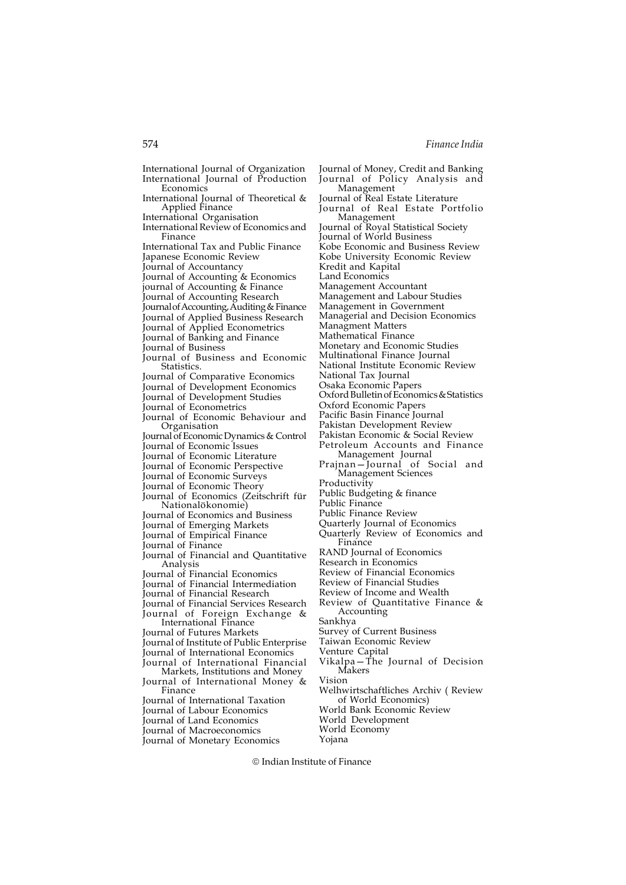International Journal of Organization
International Journal of Production Economics
International Journal of Theoretical & Applied Finance
International Organisation
International Review of Economics and Finance
International Tax and Public Finance
Japanese Economic Review
Journal of Accountancy
Journal of Accounting & Economics
journal of Accounting & Finance
Journal of Accounting Research
Journal of Accounting, Auditing & Finance
Journal of Applied Business Research
Journal of Applied Econometrics
Journal of Banking and Finance
Journal of Business
Journal of Business and Economic Statistics.
Journal of Comparative Economics
Journal of Development Economics
Journal of Development Studies
Journal of Econometrics
Journal of Economic Behaviour and Organisation
Journal of Economic Dynamics & Control
Journal of Economic Issues
Journal of Economic Literature
Journal of Economic Perspective
Journal of Economic Surveys
Journal of Economic Theory
Journal of Economics (Zeitschrift für Nationalökonomie)
Journal of Economics and Business
Journal of Emerging Markets
Journal of Empirical Finance
Journal of Finance
Journal of Financial and Quantitative Analysis
Journal of Financial Economics
Journal of Financial Intermediation
Journal of Financial Research
Journal of Financial Services Research
Journal of Foreign Exchange & International Finance
Journal of Futures Markets
Journal of Institute of Public Enterprise
Journal of International Economics
Journal of International Financial Markets, Institutions and Money
Journal of International Money & Finance
Journal of International Taxation
Journal of Labour Economics
Journal of Land Economics
Journal of Macroeconomics
Journal of Monetary Economics
Journal of Money, Credit and Banking
Journal of Policy Analysis and Management
Journal of Real Estate Literature
Journal of Real Estate Portfolio Management
Journal of Royal Statistical Society
Journal of World Business
Kobe Economic and Business Review
Kobe University Economic Review
Kredit and Kapital
Land Economics
Management Accountant
Management and Labour Studies
Management in Government
Managerial and Decision Economics
Managment Matters
Mathematical Finance
Monetary and Economic Studies
Multinational Finance Journal
National Institute Economic Review
National Tax Journal
Osaka Economic Papers
Oxford Bulletin of Economics & Statistics
Oxford Economic Papers
Pacific Basin Finance Journal
Pakistan Development Review
Pakistan Economic & Social Review
Petroleum Accounts and Finance Management Journal
Prajnan—Journal of Social and Management Sciences
Productivity
Public Budgeting & finance
Public Finance
Public Finance Review
Quarterly Journal of Economics
Quarterly Review of Economics and Finance
RAND Journal of Economics
Research in Economics
Review of Financial Economics
Review of Financial Studies
Review of Income and Wealth
Review of Quantitative Finance & Accounting
Sankhya
Survey of Current Business
Taiwan Economic Review
Venture Capital
Vikalpa—The Journal of Decision Makers
Vision
Welhwirtschaftliches Archiv ( Review of World Economics)
World Bank Economic Review
World Development
World Economy
Yojana

© Indian Institute of Finance